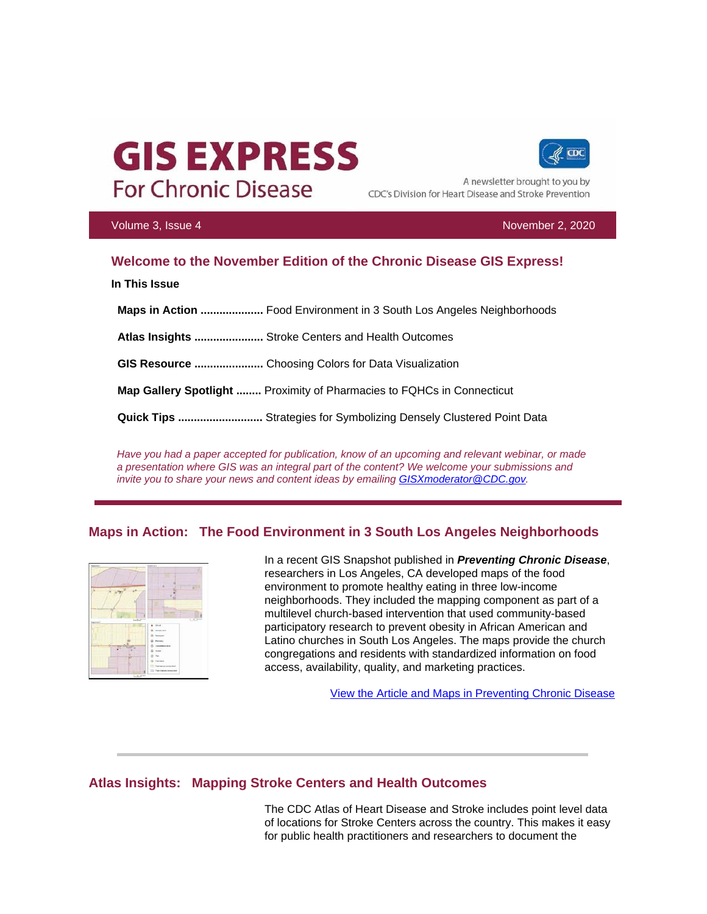# GIS EXPRESS

## For Chronic Disease

A newsletter brought to you by CDC's Division for Heart Disease and Stroke Prevention

Volume 3, Issue 4 November 2, 2020

## Welcome to the November Edition of the Chronic Disease GIS Express!

**In This Issue**

**Maps in Action** .................... Food Environment in 3 South Los Angeles Neighborhoods

**Atlas Insights** ...................... Stroke Centers and Health Outcomes

**GIS Resource** ...................... Choosing Colors for Data Visualization

**Map Gallery Spotlight** ........ Proximity of Pharmacies to FQHCs in Connecticut

**Quick Tips** ........................... Strategies for Symbolizing Densely Clustered Point Data

*Have you had a paper accepted for publication, know of an upcoming and relevant webinar, or made a presentation where GIS was an integral part of the content? We welcome your submissions and invite you to share your news and content ideas by emailing GISXmoderator@CDC.gov.*

---

## Maps in Action: The Food Environment in 3 South Los Angeles Neighborhoods

In a recent GIS Snapshot published in ***Preventing Chronic Disease***, researchers in Los Angeles, CA developed maps of the food environment to promote healthy eating in three low-income neighborhoods. They included the mapping component as part of a multilevel church-based intervention that used community-based participatory research to prevent obesity in African American and Latino churches in South Los Angeles. The maps provide the church congregations and residents with standardized information on food access, availability, quality, and marketing practices.

View the Article and Maps in Preventing Chronic Disease

---

## Atlas Insights: Mapping Stroke Centers and Health Outcomes

The CDC Atlas of Heart Disease and Stroke includes point level data of locations for Stroke Centers across the country. This makes it easy for public health practitioners and researchers to document the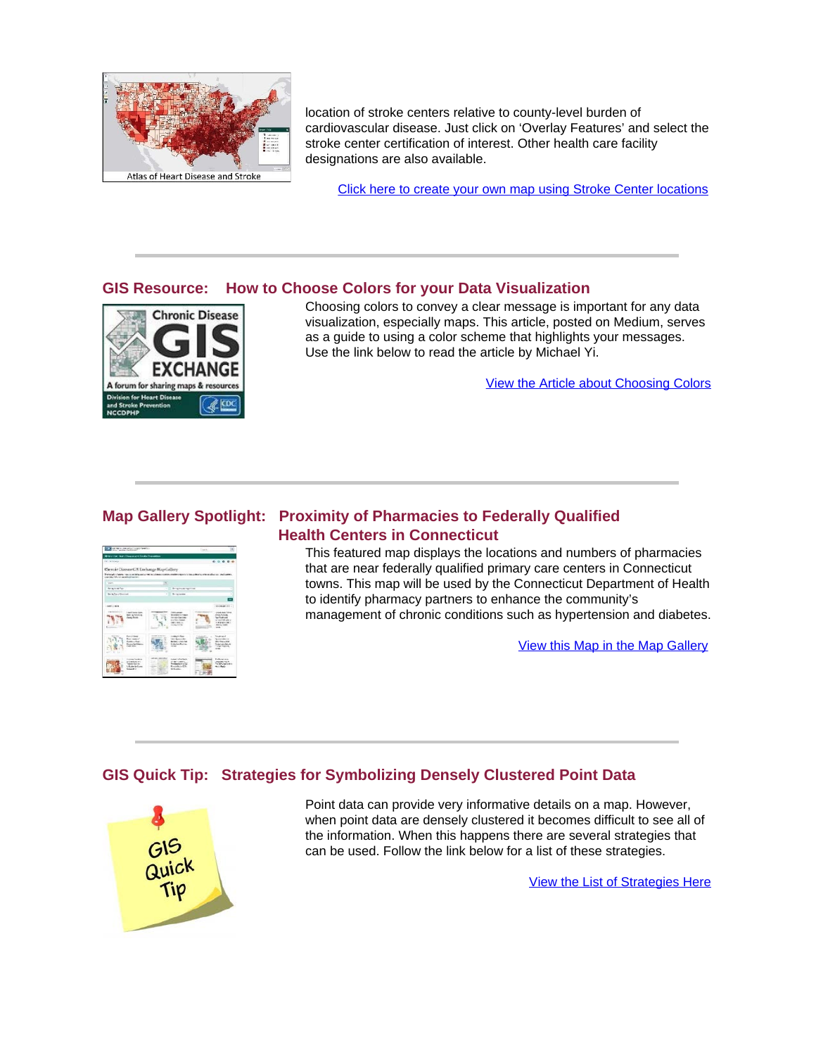location of stroke centers relative to county-level burden of cardiovascular disease. Just click on 'Overlay Features' and select the stroke center certification of interest. Other health care facility designations are also available.

Click here to create your own map using Stroke Center locations

---

## GIS Resource: How to Choose Colors for your Data Visualization

Choosing colors to convey a clear message is important for any data visualization, especially maps. This article, posted on Medium, serves as a guide to using a color scheme that highlights your messages. Use the link below to read the article by Michael Yi.

View the Article about Choosing Colors

---

## Map Gallery Spotlight: Proximity of Pharmacies to Federally Qualified Health Centers in Connecticut

This featured map displays the locations and numbers of pharmacies that are near federally qualified primary care centers in Connecticut towns. This map will be used by the Connecticut Department of Health to identify pharmacy partners to enhance the community's management of chronic conditions such as hypertension and diabetes.

View this Map in the Map Gallery

---

## GIS Quick Tip: Strategies for Symbolizing Densely Clustered Point Data

Point data can provide very informative details on a map. However, when point data are densely clustered it becomes difficult to see all of the information. When this happens there are several strategies that can be used. Follow the link below for a list of these strategies.

View the List of Strategies Here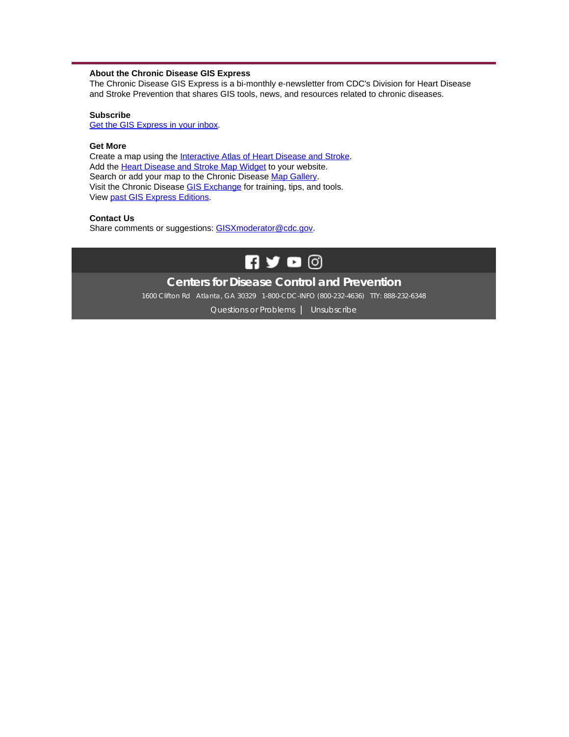**About the Chronic Disease GIS Express**

The Chronic Disease GIS Express is a bi-monthly e-newsletter from CDC's Division for Heart Disease and Stroke Prevention that shares GIS tools, news, and resources related to chronic diseases.

**Subscribe**

Get the GIS Express in your inbox.

**Get More**

Create a map using the Interactive Atlas of Heart Disease and Stroke.
Add the Heart Disease and Stroke Map Widget to your website.
Search or add your map to the Chronic Disease Map Gallery.
Visit the Chronic Disease GIS Exchange for training, tips, and tools.
View past GIS Express Editions.

**Contact Us**

Share comments or suggestions: GISXmoderator@cdc.gov.

**Centers for Disease Control and Prevention**

1600 Clifton Rd Atlanta, GA 30329 1-800-CDC-INFO (800-232-4636) TTY: 888-232-6348

Questions or Problems | Unsubscribe